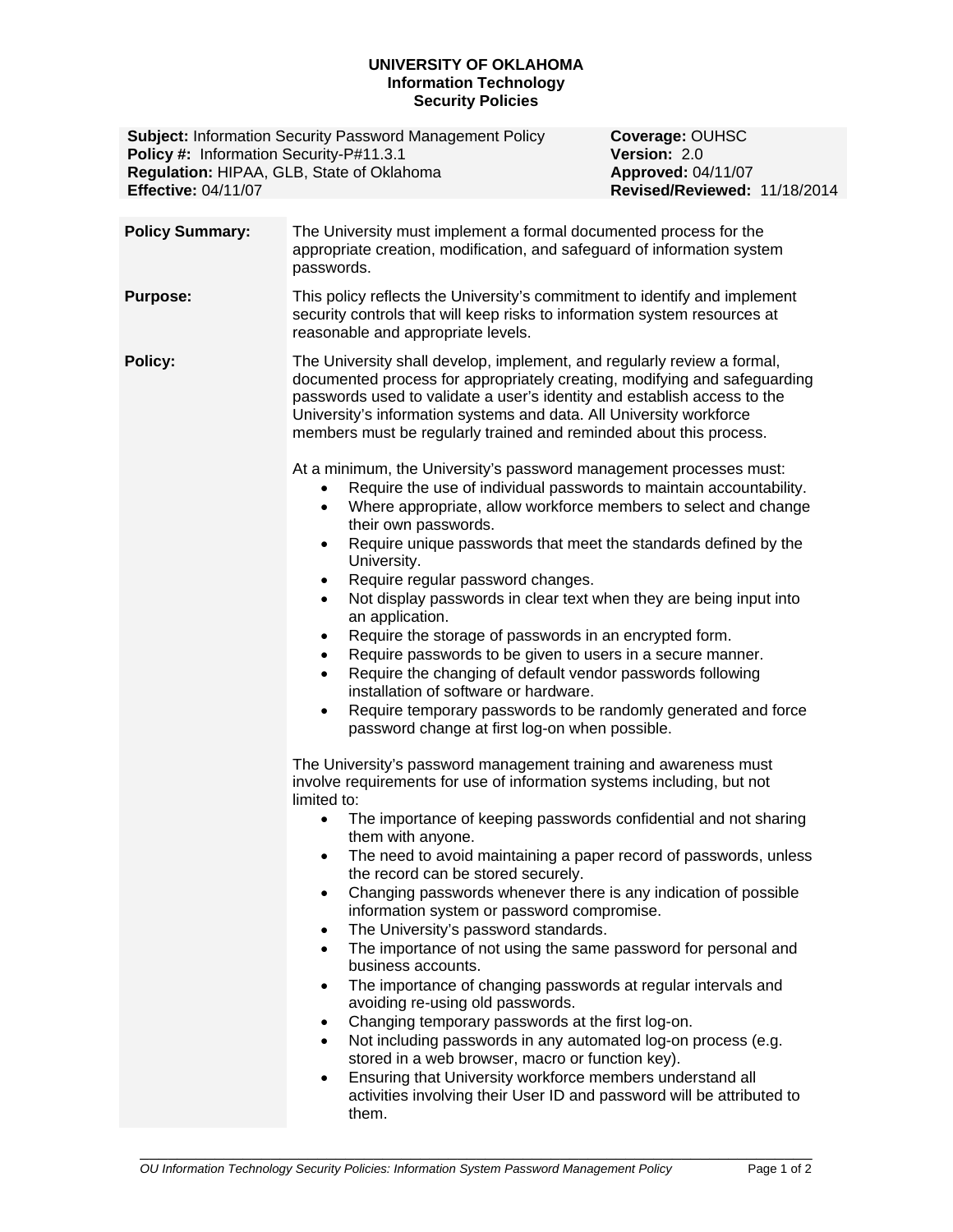**UNIVERSITY OF OKLAHOMA**
**Information Technology**
**Security Policies**

| | |
|---|---|
| **Subject:** Information Security Password Management Policy | **Coverage:** OUHSC |
| **Policy #:** Information Security-P#11.3.1 | **Version:** 2.0 |
| **Regulation:** HIPAA, GLB, State of Oklahoma | **Approved:** 04/11/07 |
| **Effective:** 04/11/07 | **Revised/Reviewed:** 11/18/2014 |

**Policy Summary:**

The University must implement a formal documented process for the appropriate creation, modification, and safeguard of information system passwords.

**Purpose:**

This policy reflects the University's commitment to identify and implement security controls that will keep risks to information system resources at reasonable and appropriate levels.

**Policy:**

The University shall develop, implement, and regularly review a formal, documented process for appropriately creating, modifying and safeguarding passwords used to validate a user's identity and establish access to the University's information systems and data. All University workforce members must be regularly trained and reminded about this process.

At a minimum, the University's password management processes must:

- Require the use of individual passwords to maintain accountability.
- Where appropriate, allow workforce members to select and change their own passwords.
- Require unique passwords that meet the standards defined by the University.
- Require regular password changes.
- Not display passwords in clear text when they are being input into an application.
- Require the storage of passwords in an encrypted form.
- Require passwords to be given to users in a secure manner.
- Require the changing of default vendor passwords following installation of software or hardware.
- Require temporary passwords to be randomly generated and force password change at first log-on when possible.

The University's password management training and awareness must involve requirements for use of information systems including, but not limited to:

- The importance of keeping passwords confidential and not sharing them with anyone.
- The need to avoid maintaining a paper record of passwords, unless the record can be stored securely.
- Changing passwords whenever there is any indication of possible information system or password compromise.
- The University's password standards.
- The importance of not using the same password for personal and business accounts.
- The importance of changing passwords at regular intervals and avoiding re-using old passwords.
- Changing temporary passwords at the first log-on.
- Not including passwords in any automated log-on process (e.g. stored in a web browser, macro or function key).
- Ensuring that University workforce members understand all activities involving their User ID and password will be attributed to them.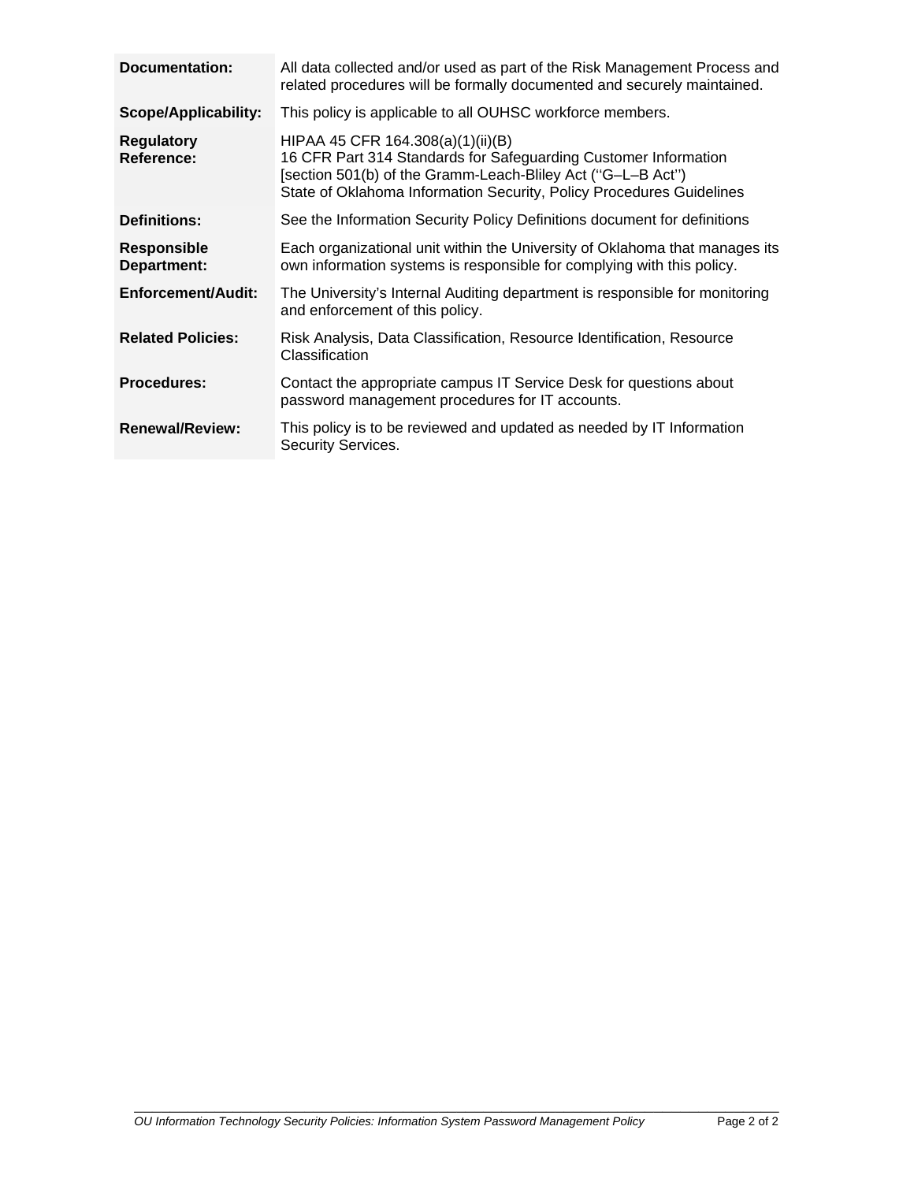| | |
|---|---|
| **Documentation:** | All data collected and/or used as part of the Risk Management Process and related procedures will be formally documented and securely maintained. |
| **Scope/Applicability:** | This policy is applicable to all OUHSC workforce members. |
| **Regulatory Reference:** | HIPAA 45 CFR 164.308(a)(1)(ii)(B)<br>16 CFR Part 314 Standards for Safeguarding Customer Information [section 501(b) of the Gramm-Leach-Bliley Act (''G–L–B Act'')<br>State of Oklahoma Information Security, Policy Procedures Guidelines |
| **Definitions:** | See the Information Security Policy Definitions document for definitions |
| **Responsible Department:** | Each organizational unit within the University of Oklahoma that manages its own information systems is responsible for complying with this policy. |
| **Enforcement/Audit:** | The University's Internal Auditing department is responsible for monitoring and enforcement of this policy. |
| **Related Policies:** | Risk Analysis, Data Classification, Resource Identification, Resource Classification |
| **Procedures:** | Contact the appropriate campus IT Service Desk for questions about password management procedures for IT accounts. |
| **Renewal/Review:** | This policy is to be reviewed and updated as needed by IT Information Security Services. |